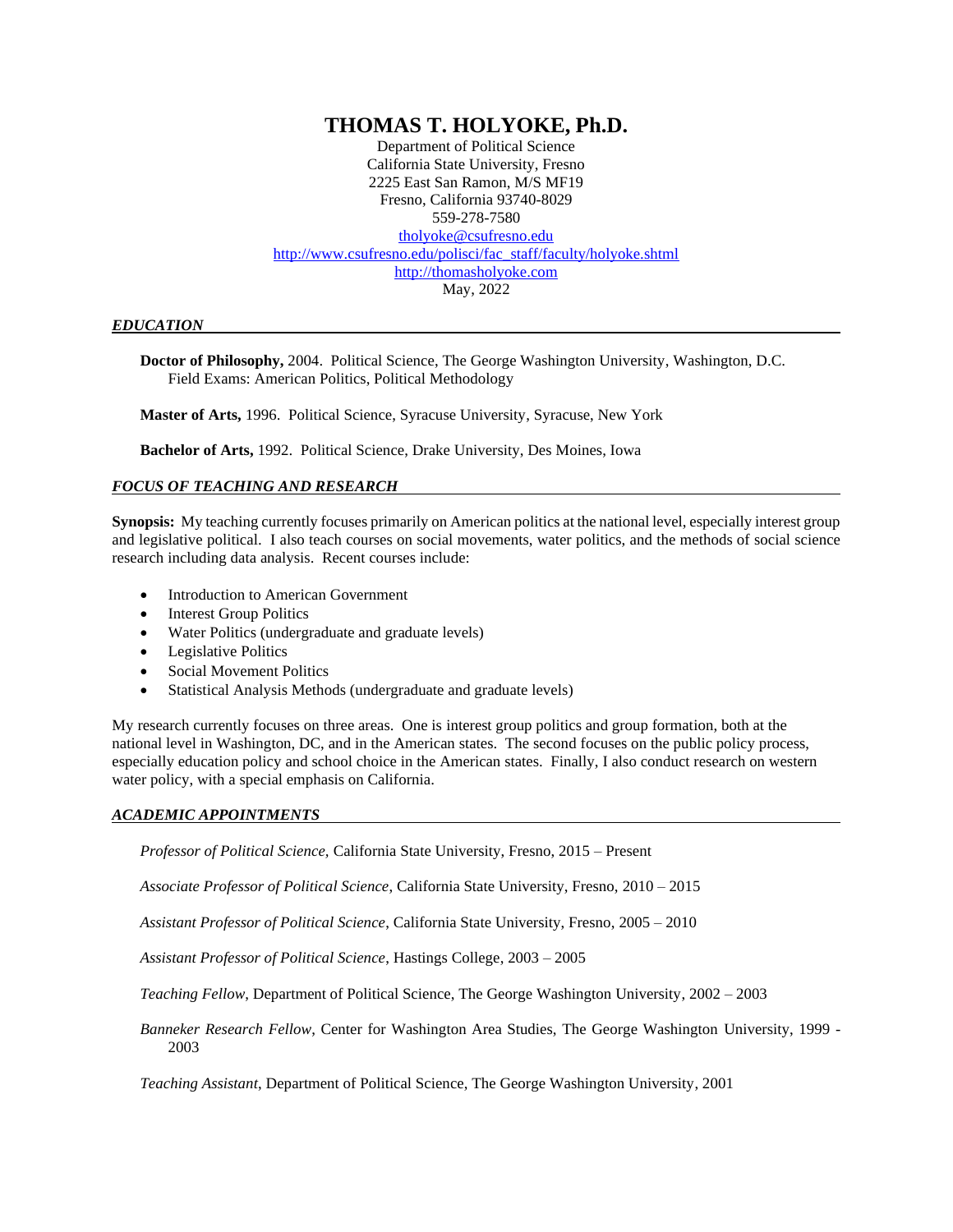# THOMAS T. HOLYOKE, Ph.D.

Department of Political Science
California State University, Fresno
2225 East San Ramon, M/S MF19
Fresno, California 93740-8029
559-278-7580
tholyoke@csufresno.edu
http://www.csufresno.edu/polisci/fac_staff/faculty/holyoke.shtml
http://thomasholyoke.com
May, 2022

## *EDUCATION*

**Doctor of Philosophy,** 2004. Political Science, The George Washington University, Washington, D.C.
Field Exams: American Politics, Political Methodology

**Master of Arts,** 1996. Political Science, Syracuse University, Syracuse, New York

**Bachelor of Arts,** 1992. Political Science, Drake University, Des Moines, Iowa

## *FOCUS OF TEACHING AND RESEARCH*

**Synopsis:** My teaching currently focuses primarily on American politics at the national level, especially interest group and legislative political. I also teach courses on social movements, water politics, and the methods of social science research including data analysis. Recent courses include:

- Introduction to American Government
- Interest Group Politics
- Water Politics (undergraduate and graduate levels)
- Legislative Politics
- Social Movement Politics
- Statistical Analysis Methods (undergraduate and graduate levels)

My research currently focuses on three areas. One is interest group politics and group formation, both at the national level in Washington, DC, and in the American states. The second focuses on the public policy process, especially education policy and school choice in the American states. Finally, I also conduct research on western water policy, with a special emphasis on California.

## *ACADEMIC APPOINTMENTS*

*Professor of Political Science,* California State University, Fresno, 2015 – Present

*Associate Professor of Political Science*, California State University, Fresno, 2010 – 2015

*Assistant Professor of Political Science*, California State University, Fresno, 2005 – 2010

*Assistant Professor of Political Science*, Hastings College, 2003 – 2005

*Teaching Fellow*, Department of Political Science, The George Washington University, 2002 – 2003

*Banneker Research Fellow*, Center for Washington Area Studies, The George Washington University, 1999 - 2003

*Teaching Assistant*, Department of Political Science, The George Washington University, 2001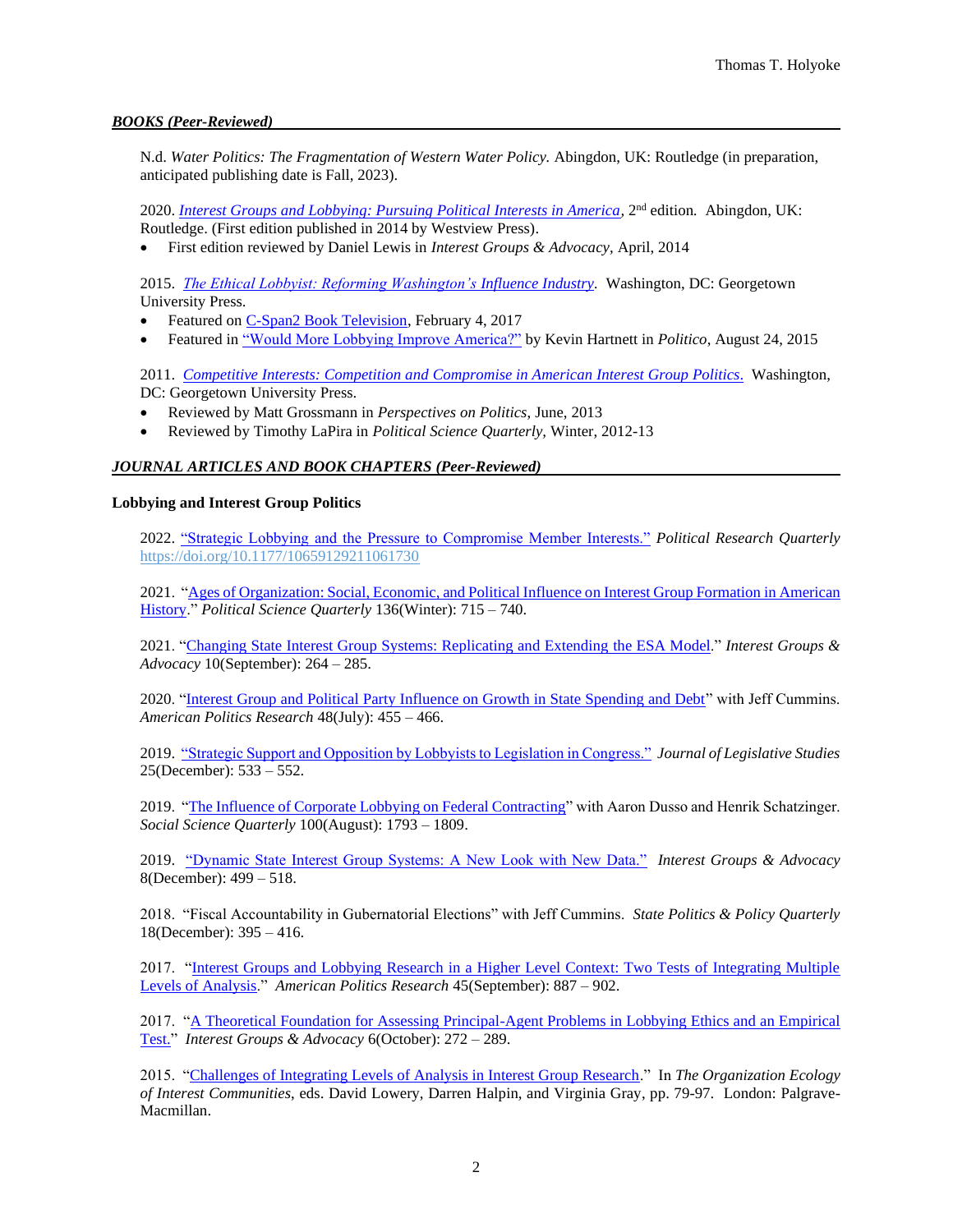## *BOOKS (Peer-Reviewed)*

N.d. *Water Politics: The Fragmentation of Western Water Policy.* Abingdon, UK: Routledge (in preparation, anticipated publishing date is Fall, 2023).

2020. *Interest Groups and Lobbying: Pursuing Political Interests in America*, 2nd edition. Abingdon, UK: Routledge. (First edition published in 2014 by Westview Press).

- First edition reviewed by Daniel Lewis in *Interest Groups & Advocacy*, April, 2014

2015. *The Ethical Lobbyist: Reforming Washington's Influence Industry*. Washington, DC: Georgetown University Press.

- Featured on C-Span2 Book Television, February 4, 2017
- Featured in "Would More Lobbying Improve America?" by Kevin Hartnett in *Politico*, August 24, 2015

2011. *Competitive Interests: Competition and Compromise in American Interest Group Politics*. Washington, DC: Georgetown University Press.

- Reviewed by Matt Grossmann in *Perspectives on Politics*, June, 2013
- Reviewed by Timothy LaPira in *Political Science Quarterly*, Winter, 2012-13

## *JOURNAL ARTICLES AND BOOK CHAPTERS (Peer-Reviewed)*

### Lobbying and Interest Group Politics

2022. "Strategic Lobbying and the Pressure to Compromise Member Interests." *Political Research Quarterly* https://doi.org/10.1177/10659129211061730

2021. "Ages of Organization: Social, Economic, and Political Influence on Interest Group Formation in American History." *Political Science Quarterly* 136(Winter): 715 – 740.

2021. "Changing State Interest Group Systems: Replicating and Extending the ESA Model." *Interest Groups & Advocacy* 10(September): 264 – 285.

2020. "Interest Group and Political Party Influence on Growth in State Spending and Debt" with Jeff Cummins. *American Politics Research* 48(July): 455 – 466.

2019. "Strategic Support and Opposition by Lobbyists to Legislation in Congress." *Journal of Legislative Studies* 25(December): 533 – 552.

2019. "The Influence of Corporate Lobbying on Federal Contracting" with Aaron Dusso and Henrik Schatzinger. *Social Science Quarterly* 100(August): 1793 – 1809.

2019. "Dynamic State Interest Group Systems: A New Look with New Data." *Interest Groups & Advocacy* 8(December): 499 – 518.

2018. "Fiscal Accountability in Gubernatorial Elections" with Jeff Cummins. *State Politics & Policy Quarterly* 18(December): 395 – 416.

2017. "Interest Groups and Lobbying Research in a Higher Level Context: Two Tests of Integrating Multiple Levels of Analysis." *American Politics Research* 45(September): 887 – 902.

2017. "A Theoretical Foundation for Assessing Principal-Agent Problems in Lobbying Ethics and an Empirical Test." *Interest Groups & Advocacy* 6(October): 272 – 289.

2015. "Challenges of Integrating Levels of Analysis in Interest Group Research." In *The Organization Ecology of Interest Communities*, eds. David Lowery, Darren Halpin, and Virginia Gray, pp. 79-97. London: Palgrave-Macmillan.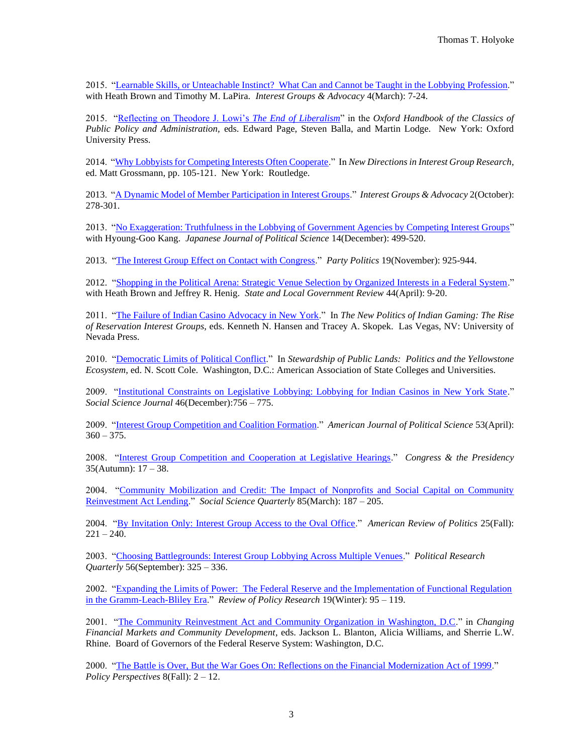2015. "Learnable Skills, or Unteachable Instinct? What Can and Cannot be Taught in the Lobbying Profession." with Heath Brown and Timothy M. LaPira. *Interest Groups & Advocacy* 4(March): 7-24.

2015. "Reflecting on Theodore J. Lowi's *The End of Liberalism*" in the *Oxford Handbook of the Classics of Public Policy and Administration*, eds. Edward Page, Steven Balla, and Martin Lodge. New York: Oxford University Press.

2014. "Why Lobbyists for Competing Interests Often Cooperate." In *New Directions in Interest Group Research*, ed. Matt Grossmann, pp. 105-121. New York: Routledge.

2013. "A Dynamic Model of Member Participation in Interest Groups." *Interest Groups & Advocacy* 2(October): 278-301.

2013. "No Exaggeration: Truthfulness in the Lobbying of Government Agencies by Competing Interest Groups" with Hyoung-Goo Kang. *Japanese Journal of Political Science* 14(December): 499-520.

2013. "The Interest Group Effect on Contact with Congress." *Party Politics* 19(November): 925-944.

2012. "Shopping in the Political Arena: Strategic Venue Selection by Organized Interests in a Federal System." with Heath Brown and Jeffrey R. Henig. *State and Local Government Review* 44(April): 9-20.

2011. "The Failure of Indian Casino Advocacy in New York." In *The New Politics of Indian Gaming: The Rise of Reservation Interest Groups*, eds. Kenneth N. Hansen and Tracey A. Skopek. Las Vegas, NV: University of Nevada Press.

2010. "Democratic Limits of Political Conflict." In *Stewardship of Public Lands: Politics and the Yellowstone Ecosystem*, ed. N. Scott Cole. Washington, D.C.: American Association of State Colleges and Universities.

2009. "Institutional Constraints on Legislative Lobbying: Lobbying for Indian Casinos in New York State." *Social Science Journal* 46(December):756 – 775.

2009. "Interest Group Competition and Coalition Formation." *American Journal of Political Science* 53(April): 360 – 375.

2008. "Interest Group Competition and Cooperation at Legislative Hearings." *Congress & the Presidency* 35(Autumn): 17 – 38.

2004. "Community Mobilization and Credit: The Impact of Nonprofits and Social Capital on Community Reinvestment Act Lending." *Social Science Quarterly* 85(March): 187 – 205.

2004. "By Invitation Only: Interest Group Access to the Oval Office." *American Review of Politics* 25(Fall): 221 – 240.

2003. "Choosing Battlegrounds: Interest Group Lobbying Across Multiple Venues." *Political Research Quarterly* 56(September): 325 – 336.

2002. "Expanding the Limits of Power: The Federal Reserve and the Implementation of Functional Regulation in the Gramm-Leach-Bliley Era." *Review of Policy Research* 19(Winter): 95 – 119.

2001. "The Community Reinvestment Act and Community Organization in Washington, D.C." in *Changing Financial Markets and Community Development*, eds. Jackson L. Blanton, Alicia Williams, and Sherrie L.W. Rhine. Board of Governors of the Federal Reserve System: Washington, D.C.

2000. "The Battle is Over, But the War Goes On: Reflections on the Financial Modernization Act of 1999." *Policy Perspectives* 8(Fall): 2 – 12.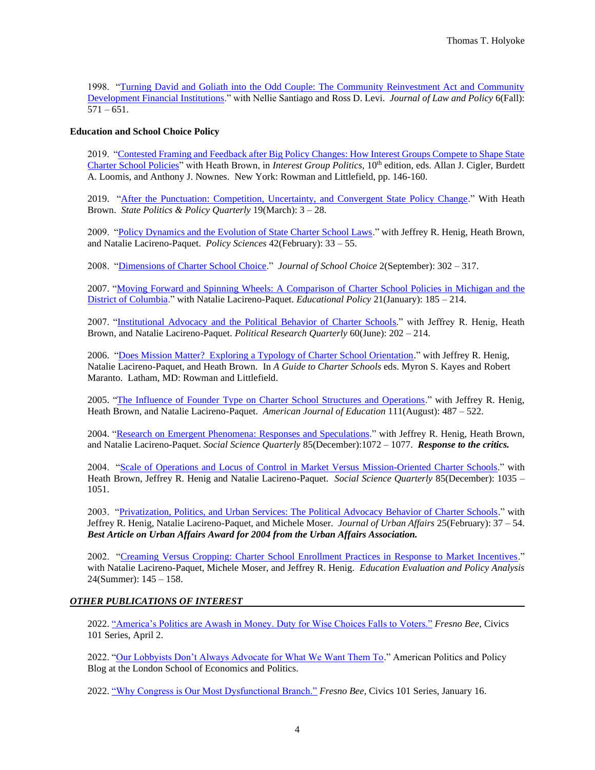1998. "Turning David and Goliath into the Odd Couple: The Community Reinvestment Act and Community Development Financial Institutions." with Nellie Santiago and Ross D. Levi. *Journal of Law and Policy* 6(Fall): 571 – 651.

**Education and School Choice Policy**

2019. "Contested Framing and Feedback after Big Policy Changes: How Interest Groups Compete to Shape State Charter School Policies" with Heath Brown, in *Interest Group Politics,* 10th edition, eds. Allan J. Cigler, Burdett A. Loomis, and Anthony J. Nownes. New York: Rowman and Littlefield, pp. 146-160.

2019. "After the Punctuation: Competition, Uncertainty, and Convergent State Policy Change." With Heath Brown. *State Politics & Policy Quarterly* 19(March): 3 – 28.

2009. "Policy Dynamics and the Evolution of State Charter School Laws." with Jeffrey R. Henig, Heath Brown, and Natalie Lacireno-Paquet. *Policy Sciences* 42(February): 33 – 55.

2008. "Dimensions of Charter School Choice." *Journal of School Choice* 2(September): 302 – 317.

2007. "Moving Forward and Spinning Wheels: A Comparison of Charter School Policies in Michigan and the District of Columbia." with Natalie Lacireno-Paquet. *Educational Policy* 21(January): 185 – 214.

2007. "Institutional Advocacy and the Political Behavior of Charter Schools." with Jeffrey R. Henig, Heath Brown, and Natalie Lacireno-Paquet. *Political Research Quarterly* 60(June): 202 – 214.

2006. "Does Mission Matter? Exploring a Typology of Charter School Orientation." with Jeffrey R. Henig, Natalie Lacireno-Paquet, and Heath Brown. In *A Guide to Charter Schools* eds. Myron S. Kayes and Robert Maranto. Latham, MD: Rowman and Littlefield.

2005. "The Influence of Founder Type on Charter School Structures and Operations." with Jeffrey R. Henig, Heath Brown, and Natalie Lacireno-Paquet. *American Journal of Education* 111(August): 487 – 522.

2004. "Research on Emergent Phenomena: Responses and Speculations." with Jeffrey R. Henig, Heath Brown, and Natalie Lacireno-Paquet. *Social Science Quarterly* 85(December):1072 – 1077. ***Response to the critics.***

2004. "Scale of Operations and Locus of Control in Market Versus Mission-Oriented Charter Schools." with Heath Brown, Jeffrey R. Henig and Natalie Lacireno-Paquet. *Social Science Quarterly* 85(December): 1035 – 1051.

2003. "Privatization, Politics, and Urban Services: The Political Advocacy Behavior of Charter Schools." with Jeffrey R. Henig, Natalie Lacireno-Paquet, and Michele Moser. *Journal of Urban Affairs* 25(February): 37 – 54. ***Best Article on Urban Affairs Award for 2004 from the Urban Affairs Association.***

2002. "Creaming Versus Cropping: Charter School Enrollment Practices in Response to Market Incentives." with Natalie Lacireno-Paquet, Michele Moser, and Jeffrey R. Henig. *Education Evaluation and Policy Analysis* 24(Summer): 145 – 158.

***OTHER PUBLICATIONS OF INTEREST***

2022. "America's Politics are Awash in Money. Duty for Wise Choices Falls to Voters." *Fresno Bee,* Civics 101 Series, April 2.

2022. "Our Lobbyists Don't Always Advocate for What We Want Them To." American Politics and Policy Blog at the London School of Economics and Politics.

2022. "Why Congress is Our Most Dysfunctional Branch." *Fresno Bee,* Civics 101 Series, January 16.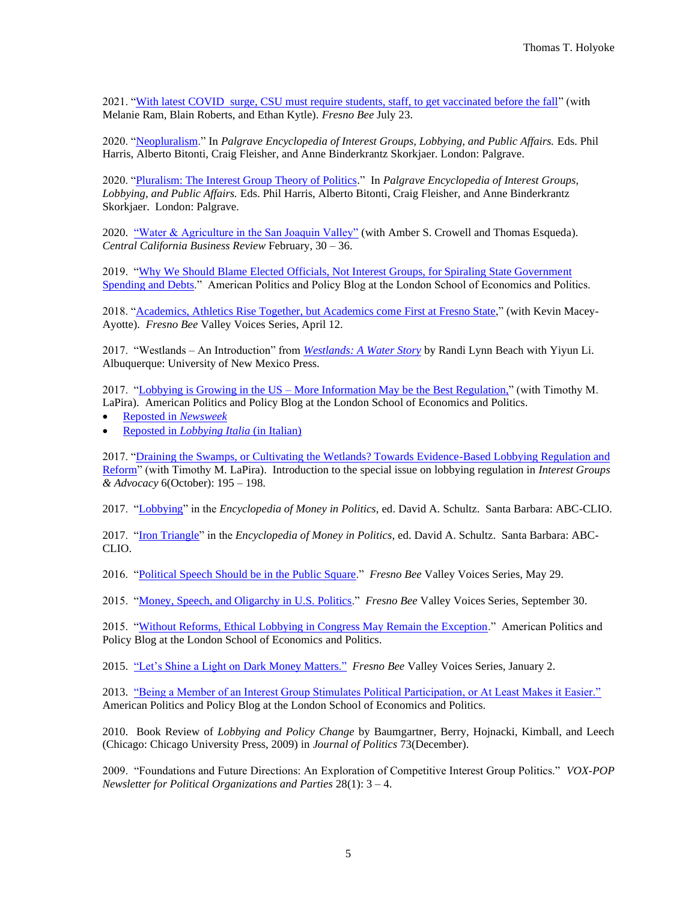2021. "With latest COVID surge, CSU must require students, staff, to get vaccinated before the fall" (with Melanie Ram, Blain Roberts, and Ethan Kytle). *Fresno Bee* July 23.

2020. "Neopluralism." In *Palgrave Encyclopedia of Interest Groups, Lobbying, and Public Affairs.* Eds. Phil Harris, Alberto Bitonti, Craig Fleisher, and Anne Binderkrantz Skorkjaer. London: Palgrave.

2020. "Pluralism: The Interest Group Theory of Politics." In *Palgrave Encyclopedia of Interest Groups, Lobbying, and Public Affairs.* Eds. Phil Harris, Alberto Bitonti, Craig Fleisher, and Anne Binderkrantz Skorkjaer. London: Palgrave.

2020. "Water & Agriculture in the San Joaquin Valley" (with Amber S. Crowell and Thomas Esqueda). *Central California Business Review* February, 30 – 36.

2019. "Why We Should Blame Elected Officials, Not Interest Groups, for Spiraling State Government Spending and Debts." American Politics and Policy Blog at the London School of Economics and Politics.

2018. "Academics, Athletics Rise Together, but Academics come First at Fresno State," (with Kevin Macey-Ayotte). *Fresno Bee* Valley Voices Series, April 12.

2017. "Westlands – An Introduction" from *Westlands: A Water Story* by Randi Lynn Beach with Yiyun Li. Albuquerque: University of New Mexico Press.

2017. "Lobbying is Growing in the US – More Information May be the Best Regulation," (with Timothy M. LaPira). American Politics and Policy Blog at the London School of Economics and Politics.

- Reposted in *Newsweek*
- Reposted in *Lobbying Italia* (in Italian)

2017. "Draining the Swamps, or Cultivating the Wetlands? Towards Evidence-Based Lobbying Regulation and Reform" (with Timothy M. LaPira). Introduction to the special issue on lobbying regulation in *Interest Groups & Advocacy* 6(October): 195 – 198.

2017. "Lobbying" in the *Encyclopedia of Money in Politics*, ed. David A. Schultz. Santa Barbara: ABC-CLIO.

2017. "Iron Triangle" in the *Encyclopedia of Money in Politics*, ed. David A. Schultz. Santa Barbara: ABC-CLIO.

2016. "Political Speech Should be in the Public Square." *Fresno Bee* Valley Voices Series, May 29.

2015. "Money, Speech, and Oligarchy in U.S. Politics." *Fresno Bee* Valley Voices Series, September 30.

2015. "Without Reforms, Ethical Lobbying in Congress May Remain the Exception." American Politics and Policy Blog at the London School of Economics and Politics.

2015. "Let's Shine a Light on Dark Money Matters." *Fresno Bee* Valley Voices Series, January 2.

2013. "Being a Member of an Interest Group Stimulates Political Participation, or At Least Makes it Easier." American Politics and Policy Blog at the London School of Economics and Politics.

2010. Book Review of *Lobbying and Policy Change* by Baumgartner, Berry, Hojnacki, Kimball, and Leech (Chicago: Chicago University Press, 2009) in *Journal of Politics* 73(December).

2009. "Foundations and Future Directions: An Exploration of Competitive Interest Group Politics." *VOX-POP Newsletter for Political Organizations and Parties* 28(1): 3 – 4.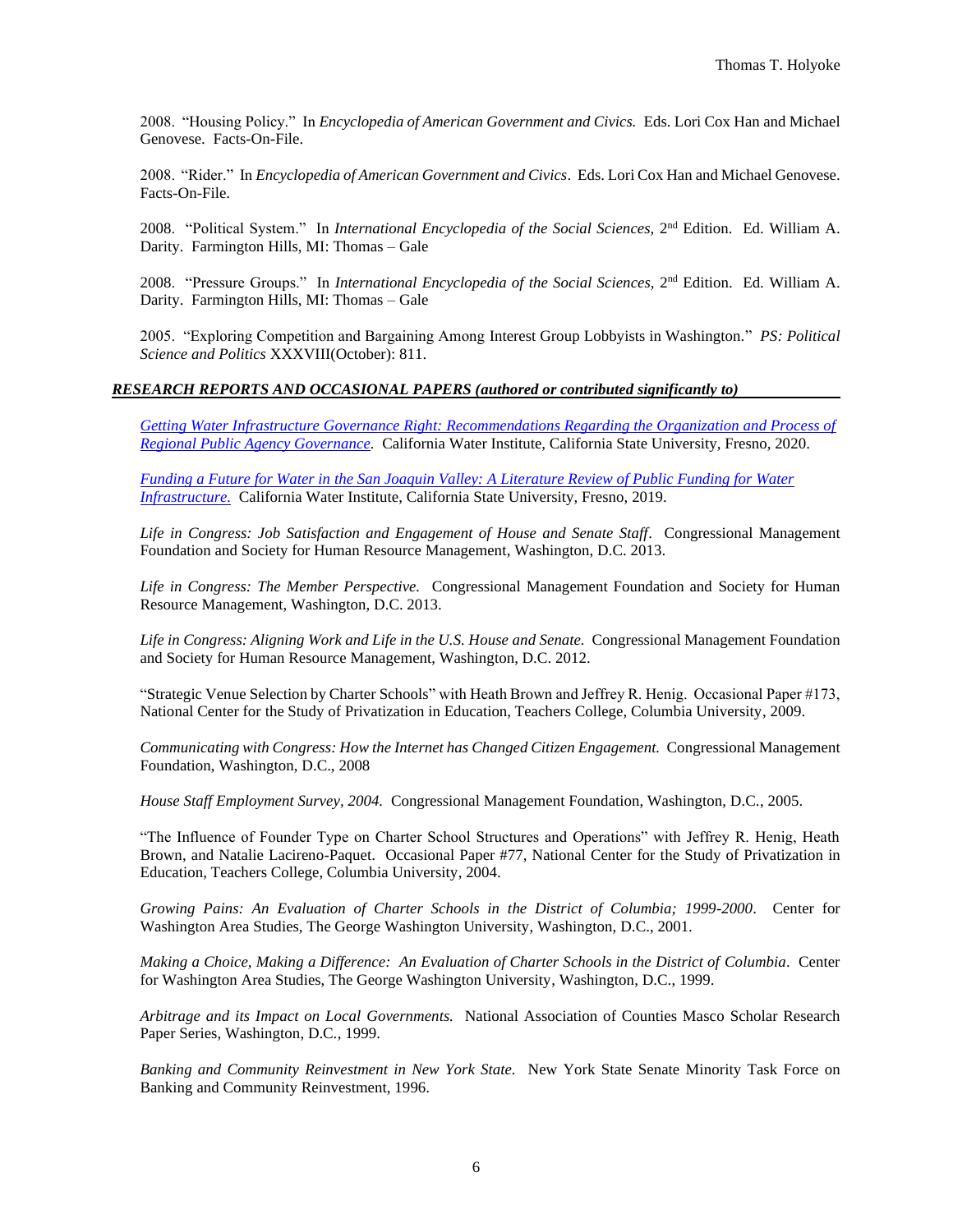2008. "Housing Policy." In *Encyclopedia of American Government and Civics.* Eds. Lori Cox Han and Michael Genovese. Facts-On-File.

2008. "Rider." In *Encyclopedia of American Government and Civics*. Eds. Lori Cox Han and Michael Genovese. Facts-On-File.

2008. "Political System." In *International Encyclopedia of the Social Sciences,* 2nd Edition. Ed. William A. Darity. Farmington Hills, MI: Thomas – Gale

2008. "Pressure Groups." In *International Encyclopedia of the Social Sciences,* 2nd Edition. Ed. William A. Darity. Farmington Hills, MI: Thomas – Gale

2005. "Exploring Competition and Bargaining Among Interest Group Lobbyists in Washington." *PS: Political Science and Politics* XXXVIII(October): 811.

## ***RESEARCH REPORTS AND OCCASIONAL PAPERS (authored or contributed significantly to)***

*Getting Water Infrastructure Governance Right: Recommendations Regarding the Organization and Process of Regional Public Agency Governance.* California Water Institute, California State University, Fresno, 2020.

*Funding a Future for Water in the San Joaquin Valley: A Literature Review of Public Funding for Water Infrastructure.* California Water Institute, California State University, Fresno, 2019.

*Life in Congress: Job Satisfaction and Engagement of House and Senate Staff*. Congressional Management Foundation and Society for Human Resource Management, Washington, D.C. 2013.

*Life in Congress: The Member Perspective.* Congressional Management Foundation and Society for Human Resource Management, Washington, D.C. 2013.

*Life in Congress: Aligning Work and Life in the U.S. House and Senate.* Congressional Management Foundation and Society for Human Resource Management, Washington, D.C. 2012.

"Strategic Venue Selection by Charter Schools" with Heath Brown and Jeffrey R. Henig. Occasional Paper #173, National Center for the Study of Privatization in Education, Teachers College, Columbia University, 2009.

*Communicating with Congress: How the Internet has Changed Citizen Engagement.* Congressional Management Foundation, Washington, D.C., 2008

*House Staff Employment Survey, 2004.* Congressional Management Foundation, Washington, D.C., 2005.

"The Influence of Founder Type on Charter School Structures and Operations" with Jeffrey R. Henig, Heath Brown, and Natalie Lacireno-Paquet. Occasional Paper #77, National Center for the Study of Privatization in Education, Teachers College, Columbia University, 2004.

*Growing Pains: An Evaluation of Charter Schools in the District of Columbia; 1999-2000*. Center for Washington Area Studies, The George Washington University, Washington, D.C., 2001.

*Making a Choice, Making a Difference: An Evaluation of Charter Schools in the District of Columbia*. Center for Washington Area Studies, The George Washington University, Washington, D.C., 1999.

*Arbitrage and its Impact on Local Governments.* National Association of Counties Masco Scholar Research Paper Series, Washington, D.C., 1999.

*Banking and Community Reinvestment in New York State.* New York State Senate Minority Task Force on Banking and Community Reinvestment, 1996.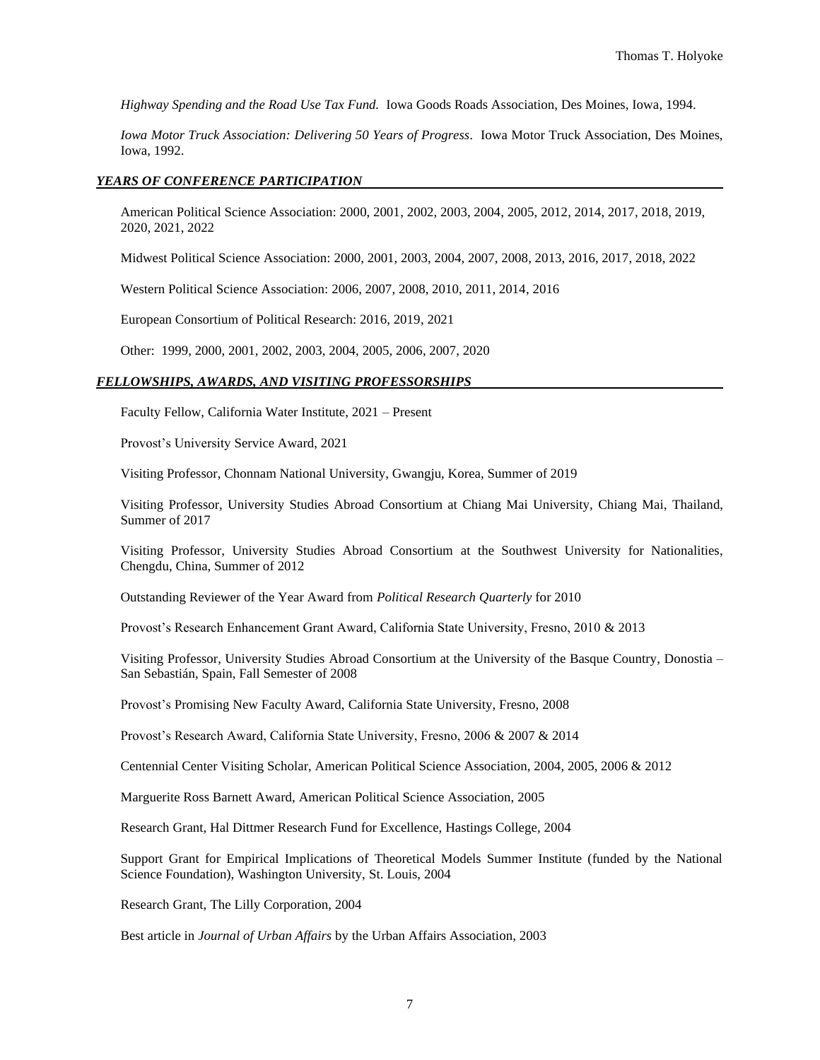*Highway Spending and the Road Use Tax Fund.* Iowa Goods Roads Association, Des Moines, Iowa, 1994.

*Iowa Motor Truck Association: Delivering 50 Years of Progress*. Iowa Motor Truck Association, Des Moines, Iowa, 1992.

## *YEARS OF CONFERENCE PARTICIPATION*

American Political Science Association: 2000, 2001, 2002, 2003, 2004, 2005, 2012, 2014, 2017, 2018, 2019, 2020, 2021, 2022

Midwest Political Science Association: 2000, 2001, 2003, 2004, 2007, 2008, 2013, 2016, 2017, 2018, 2022

Western Political Science Association: 2006, 2007, 2008, 2010, 2011, 2014, 2016

European Consortium of Political Research: 2016, 2019, 2021

Other: 1999, 2000, 2001, 2002, 2003, 2004, 2005, 2006, 2007, 2020

## *FELLOWSHIPS, AWARDS, AND VISITING PROFESSORSHIPS*

Faculty Fellow, California Water Institute, 2021 – Present

Provost's University Service Award, 2021

Visiting Professor, Chonnam National University, Gwangju, Korea, Summer of 2019

Visiting Professor, University Studies Abroad Consortium at Chiang Mai University, Chiang Mai, Thailand, Summer of 2017

Visiting Professor, University Studies Abroad Consortium at the Southwest University for Nationalities, Chengdu, China, Summer of 2012

Outstanding Reviewer of the Year Award from *Political Research Quarterly* for 2010

Provost's Research Enhancement Grant Award, California State University, Fresno, 2010 & 2013

Visiting Professor, University Studies Abroad Consortium at the University of the Basque Country, Donostia – San Sebastián, Spain, Fall Semester of 2008

Provost's Promising New Faculty Award, California State University, Fresno, 2008

Provost's Research Award, California State University, Fresno, 2006 & 2007 & 2014

Centennial Center Visiting Scholar, American Political Science Association, 2004, 2005, 2006 & 2012

Marguerite Ross Barnett Award, American Political Science Association, 2005

Research Grant, Hal Dittmer Research Fund for Excellence, Hastings College, 2004

Support Grant for Empirical Implications of Theoretical Models Summer Institute (funded by the National Science Foundation), Washington University, St. Louis, 2004

Research Grant, The Lilly Corporation, 2004

Best article in *Journal of Urban Affairs* by the Urban Affairs Association, 2003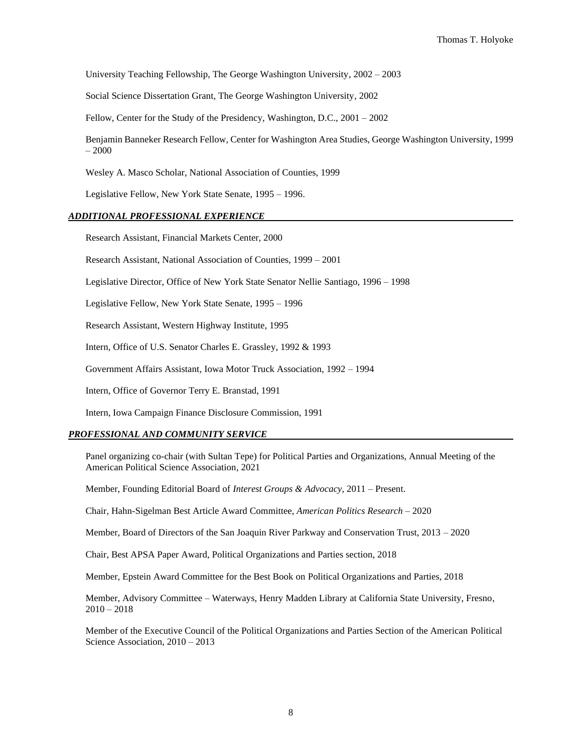University Teaching Fellowship, The George Washington University, 2002 – 2003

Social Science Dissertation Grant, The George Washington University, 2002

Fellow, Center for the Study of the Presidency, Washington, D.C., 2001 – 2002

Benjamin Banneker Research Fellow, Center for Washington Area Studies, George Washington University, 1999 – 2000

Wesley A. Masco Scholar, National Association of Counties, 1999

Legislative Fellow, New York State Senate, 1995 – 1996.

## *ADDITIONAL PROFESSIONAL EXPERIENCE*

Research Assistant, Financial Markets Center, 2000

Research Assistant, National Association of Counties, 1999 – 2001

Legislative Director, Office of New York State Senator Nellie Santiago, 1996 – 1998

Legislative Fellow, New York State Senate, 1995 – 1996

Research Assistant, Western Highway Institute, 1995

Intern, Office of U.S. Senator Charles E. Grassley, 1992 & 1993

Government Affairs Assistant, Iowa Motor Truck Association, 1992 – 1994

Intern, Office of Governor Terry E. Branstad, 1991

Intern, Iowa Campaign Finance Disclosure Commission, 1991

## *PROFESSIONAL AND COMMUNITY SERVICE*

Panel organizing co-chair (with Sultan Tepe) for Political Parties and Organizations, Annual Meeting of the American Political Science Association, 2021

Member, Founding Editorial Board of *Interest Groups & Advocacy*, 2011 – Present.

Chair, Hahn-Sigelman Best Article Award Committee, *American Politics Research* – 2020

Member, Board of Directors of the San Joaquin River Parkway and Conservation Trust, 2013 – 2020

Chair, Best APSA Paper Award, Political Organizations and Parties section, 2018

Member, Epstein Award Committee for the Best Book on Political Organizations and Parties, 2018

Member, Advisory Committee – Waterways, Henry Madden Library at California State University, Fresno, 2010 – 2018

Member of the Executive Council of the Political Organizations and Parties Section of the American Political Science Association, 2010 – 2013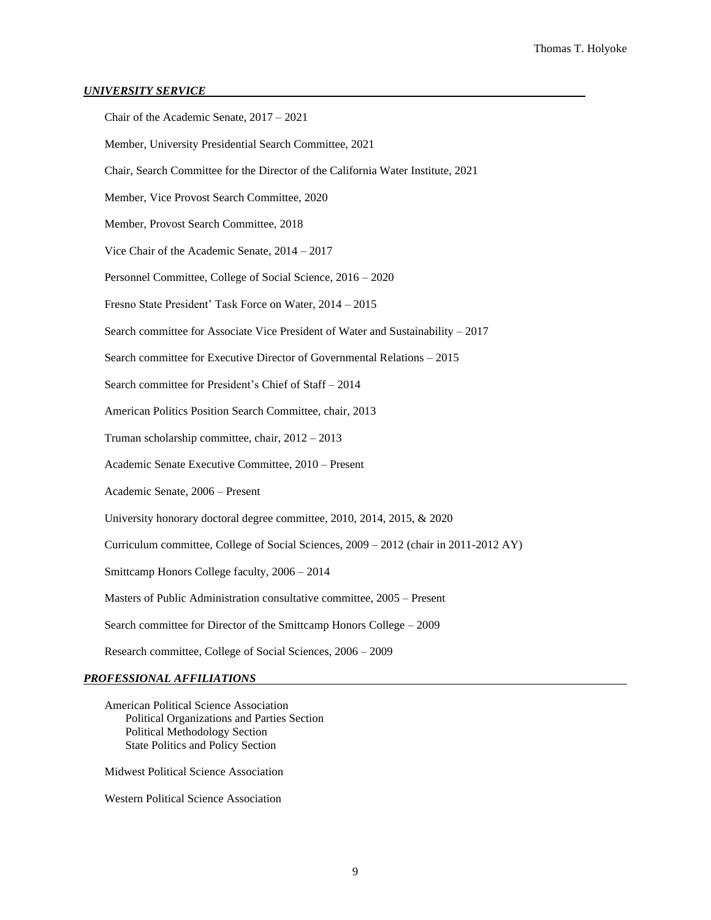## *UNIVERSITY SERVICE*

Chair of the Academic Senate, 2017 – 2021

Member, University Presidential Search Committee, 2021

Chair, Search Committee for the Director of the California Water Institute, 2021

Member, Vice Provost Search Committee, 2020

Member, Provost Search Committee, 2018

Vice Chair of the Academic Senate, 2014 – 2017

Personnel Committee, College of Social Science, 2016 – 2020

Fresno State President' Task Force on Water, 2014 – 2015

Search committee for Associate Vice President of Water and Sustainability – 2017

Search committee for Executive Director of Governmental Relations – 2015

Search committee for President's Chief of Staff – 2014

American Politics Position Search Committee, chair, 2013

Truman scholarship committee, chair, 2012 – 2013

Academic Senate Executive Committee, 2010 – Present

Academic Senate, 2006 – Present

University honorary doctoral degree committee, 2010, 2014, 2015, & 2020

Curriculum committee, College of Social Sciences, 2009 – 2012 (chair in 2011-2012 AY)

Smittcamp Honors College faculty, 2006 – 2014

Masters of Public Administration consultative committee, 2005 – Present

Search committee for Director of the Smittcamp Honors College – 2009

Research committee, College of Social Sciences, 2006 – 2009

## *PROFESSIONAL AFFILIATIONS*

American Political Science Association
- Political Organizations and Parties Section
- Political Methodology Section
- State Politics and Policy Section

Midwest Political Science Association

Western Political Science Association